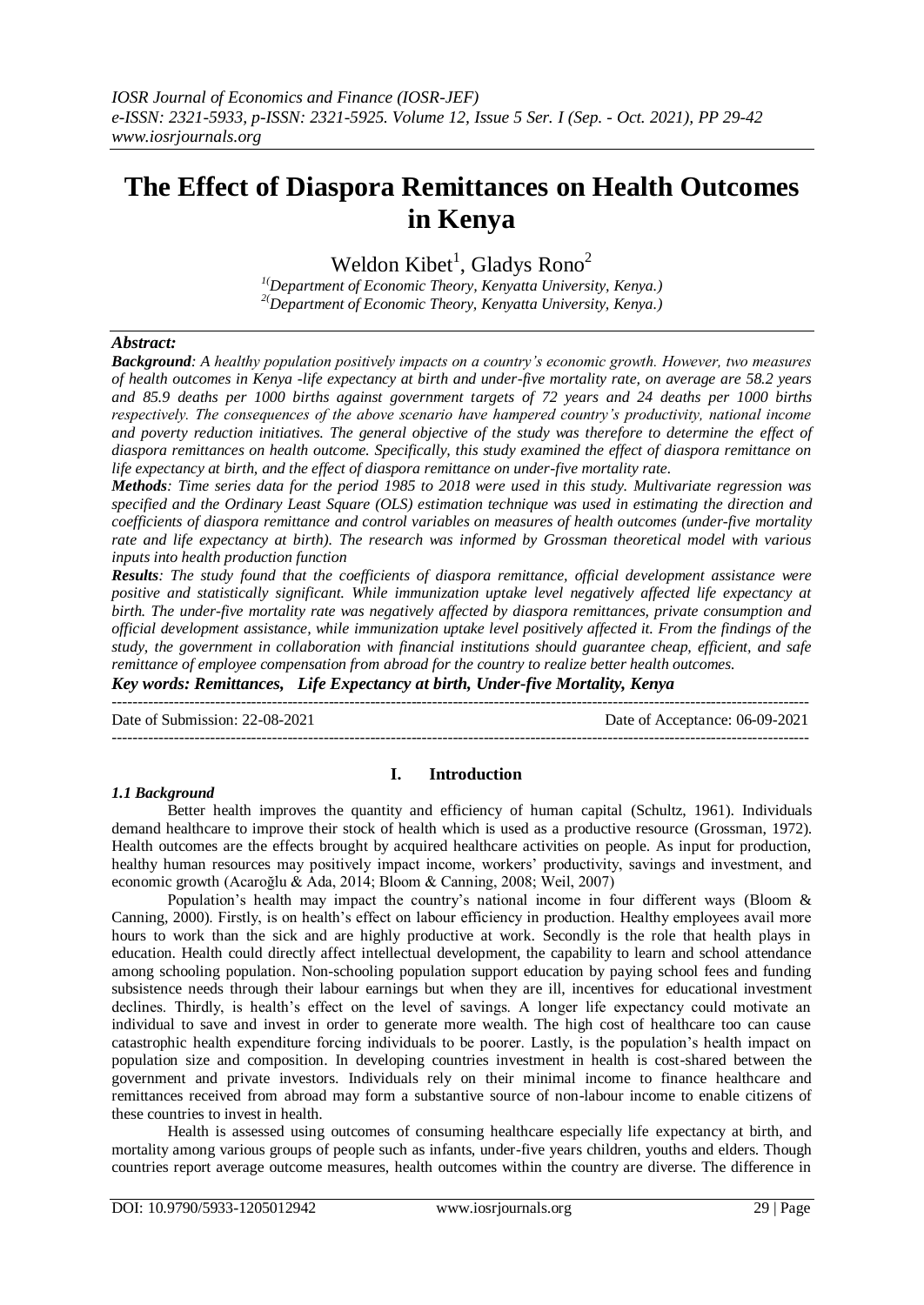# The Effect of Diaspora Remittances on Health Outcomes in Kenya

Weldon Kibet[1], Gladys Rono[2]

[1](Department of Economic Theory, Kenyatta University, Kenya.)
[2](Department of Economic Theory, Kenyatta University, Kenya.)

## Abstract:

***Background***: *A healthy population positively impacts on a country's economic growth. However, two measures of health outcomes in Kenya -life expectancy at birth and under-five mortality rate, on average are 58.2 years and 85.9 deaths per 1000 births against government targets of 72 years and 24 deaths per 1000 births respectively. The consequences of the above scenario have hampered country's productivity, national income and poverty reduction initiatives. The general objective of the study was therefore to determine the effect of diaspora remittances on health outcome. Specifically, this study examined the effect of diaspora remittance on life expectancy at birth, and the effect of diaspora remittance on under-five mortality rate.*

***Methods***: *Time series data for the period 1985 to 2018 were used in this study. Multivariate regression was specified and the Ordinary Least Square (OLS) estimation technique was used in estimating the direction and coefficients of diaspora remittance and control variables on measures of health outcomes (under-five mortality rate and life expectancy at birth). The research was informed by Grossman theoretical model with various inputs into health production function*

***Results***: *The study found that the coefficients of diaspora remittance, official development assistance were positive and statistically significant. While immunization uptake level negatively affected life expectancy at birth. The under-five mortality rate was negatively affected by diaspora remittances, private consumption and official development assistance, while immunization uptake level positively affected it. From the findings of the study, the government in collaboration with financial institutions should guarantee cheap, efficient, and safe remittance of employee compensation from abroad for the country to realize better health outcomes.*

***Key words: Remittances, Life Expectancy at birth, Under-five Mortality, Kenya***

---

Date of Submission: 22-08-2021 | Date of Acceptance: 06-09-2021

---

## I. Introduction

### *1.1 Background*

Better health improves the quantity and efficiency of human capital (Schultz, 1961). Individuals demand healthcare to improve their stock of health which is used as a productive resource (Grossman, 1972). Health outcomes are the effects brought by acquired healthcare activities on people. As input for production, healthy human resources may positively impact income, workers' productivity, savings and investment, and economic growth (Acaroğlu & Ada, 2014; Bloom & Canning, 2008; Weil, 2007)

Population's health may impact the country's national income in four different ways (Bloom & Canning, 2000). Firstly, is on health's effect on labour efficiency in production. Healthy employees avail more hours to work than the sick and are highly productive at work. Secondly is the role that health plays in education. Health could directly affect intellectual development, the capability to learn and school attendance among schooling population. Non-schooling population support education by paying school fees and funding subsistence needs through their labour earnings but when they are ill, incentives for educational investment declines. Thirdly, is health's effect on the level of savings. A longer life expectancy could motivate an individual to save and invest in order to generate more wealth. The high cost of healthcare too can cause catastrophic health expenditure forcing individuals to be poorer. Lastly, is the population's health impact on population size and composition. In developing countries investment in health is cost-shared between the government and private investors. Individuals rely on their minimal income to finance healthcare and remittances received from abroad may form a substantive source of non-labour income to enable citizens of these countries to invest in health.

Health is assessed using outcomes of consuming healthcare especially life expectancy at birth, and mortality among various groups of people such as infants, under-five years children, youths and elders. Though countries report average outcome measures, health outcomes within the country are diverse. The difference in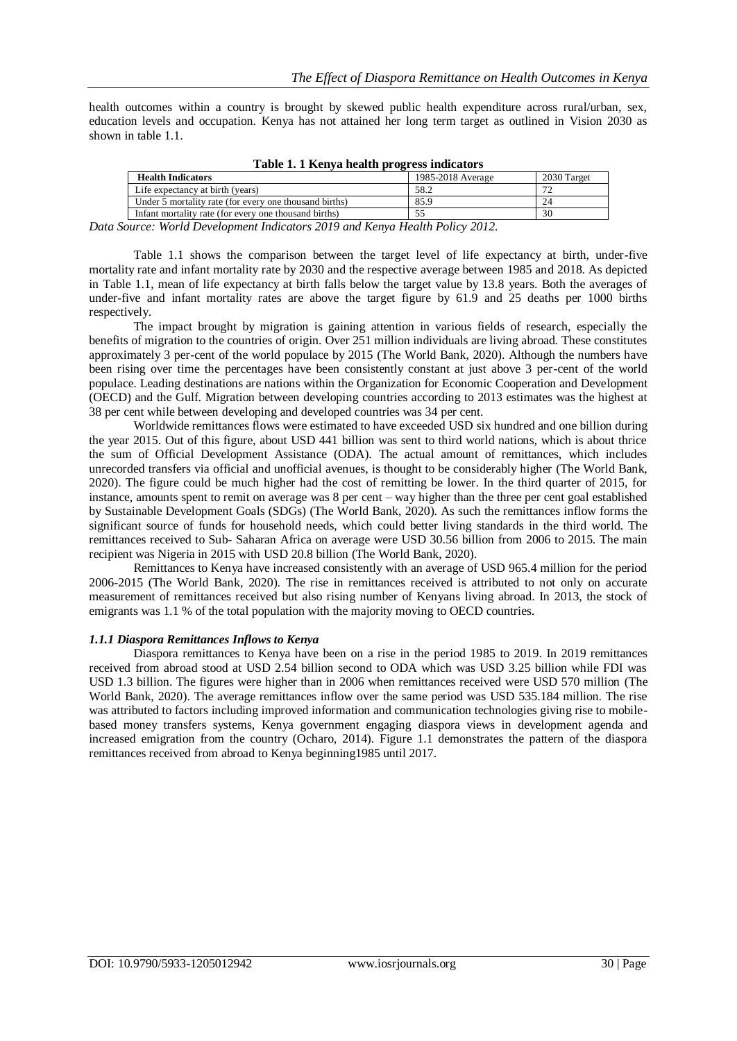health outcomes within a country is brought by skewed public health expenditure across rural/urban, sex, education levels and occupation. Kenya has not attained her long term target as outlined in Vision 2030 as shown in table 1.1.

**Table 1. 1 Kenya health progress indicators**

| Health Indicators | 1985-2018 Average | 2030 Target |
|---|---|---|
| Life expectancy at birth (years) | 58.2 | 72 |
| Under 5 mortality rate (for every one thousand births) | 85.9 | 24 |
| Infant mortality rate (for every one thousand births) | 55 | 30 |

*Data Source: World Development Indicators 2019 and Kenya Health Policy 2012.*

Table 1.1 shows the comparison between the target level of life expectancy at birth, under-five mortality rate and infant mortality rate by 2030 and the respective average between 1985 and 2018. As depicted in Table 1.1, mean of life expectancy at birth falls below the target value by 13.8 years. Both the averages of under-five and infant mortality rates are above the target figure by 61.9 and 25 deaths per 1000 births respectively.

The impact brought by migration is gaining attention in various fields of research, especially the benefits of migration to the countries of origin. Over 251 million individuals are living abroad. These constitutes approximately 3 per-cent of the world populace by 2015 (The World Bank, 2020). Although the numbers have been rising over time the percentages have been consistently constant at just above 3 per-cent of the world populace. Leading destinations are nations within the Organization for Economic Cooperation and Development (OECD) and the Gulf. Migration between developing countries according to 2013 estimates was the highest at 38 per cent while between developing and developed countries was 34 per cent.

Worldwide remittances flows were estimated to have exceeded USD six hundred and one billion during the year 2015. Out of this figure, about USD 441 billion was sent to third world nations, which is about thrice the sum of Official Development Assistance (ODA). The actual amount of remittances, which includes unrecorded transfers via official and unofficial avenues, is thought to be considerably higher (The World Bank, 2020). The figure could be much higher had the cost of remitting be lower. In the third quarter of 2015, for instance, amounts spent to remit on average was 8 per cent – way higher than the three per cent goal established by Sustainable Development Goals (SDGs) (The World Bank, 2020). As such the remittances inflow forms the significant source of funds for household needs, which could better living standards in the third world. The remittances received to Sub- Saharan Africa on average were USD 30.56 billion from 2006 to 2015. The main recipient was Nigeria in 2015 with USD 20.8 billion (The World Bank, 2020).

Remittances to Kenya have increased consistently with an average of USD 965.4 million for the period 2006-2015 (The World Bank, 2020). The rise in remittances received is attributed to not only on accurate measurement of remittances received but also rising number of Kenyans living abroad. In 2013, the stock of emigrants was 1.1 % of the total population with the majority moving to OECD countries.

### *1.1.1 Diaspora Remittances Inflows to Kenya*

Diaspora remittances to Kenya have been on a rise in the period 1985 to 2019. In 2019 remittances received from abroad stood at USD 2.54 billion second to ODA which was USD 3.25 billion while FDI was USD 1.3 billion. The figures were higher than in 2006 when remittances received were USD 570 million (The World Bank, 2020). The average remittances inflow over the same period was USD 535.184 million. The rise was attributed to factors including improved information and communication technologies giving rise to mobile-based money transfers systems, Kenya government engaging diaspora views in development agenda and increased emigration from the country (Ocharo, 2014). Figure 1.1 demonstrates the pattern of the diaspora remittances received from abroad to Kenya beginning1985 until 2017.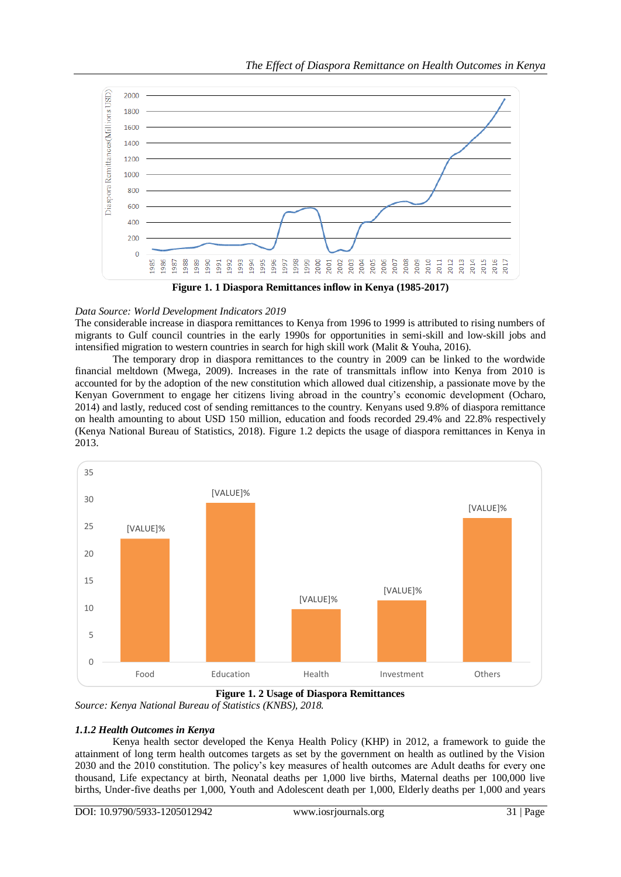**Figure 1. 1 Diaspora Remittances inflow in Kenya (1985-2017)**

*Data Source: World Development Indicators 2019*

The considerable increase in diaspora remittances to Kenya from 1996 to 1999 is attributed to rising numbers of migrants to Gulf council countries in the early 1990s for opportunities in semi-skill and low-skill jobs and intensified migration to western countries in search for high skill work (Malit & Youha, 2016).

The temporary drop in diaspora remittances to the country in 2009 can be linked to the wordwide financial meltdown (Mwega, 2009). Increases in the rate of transmittals inflow into Kenya from 2010 is accounted for by the adoption of the new constitution which allowed dual citizenship, a passionate move by the Kenyan Government to engage her citizens living abroad in the country's economic development (Ocharo, 2014) and lastly, reduced cost of sending remittances to the country. Kenyans used 9.8% of diaspora remittance on health amounting to about USD 150 million, education and foods recorded 29.4% and 22.8% respectively (Kenya National Bureau of Statistics, 2018). Figure 1.2 depicts the usage of diaspora remittances in Kenya in 2013.

**Figure 1. 2 Usage of Diaspora Remittances**

*Source: Kenya National Bureau of Statistics (KNBS), 2018.*

### *1.1.2 Health Outcomes in Kenya*

Kenya health sector developed the Kenya Health Policy (KHP) in 2012, a framework to guide the attainment of long term health outcomes targets as set by the government on health as outlined by the Vision 2030 and the 2010 constitution. The policy's key measures of health outcomes are Adult deaths for every one thousand, Life expectancy at birth, Neonatal deaths per 1,000 live births, Maternal deaths per 100,000 live births, Under-five deaths per 1,000, Youth and Adolescent death per 1,000, Elderly deaths per 1,000 and years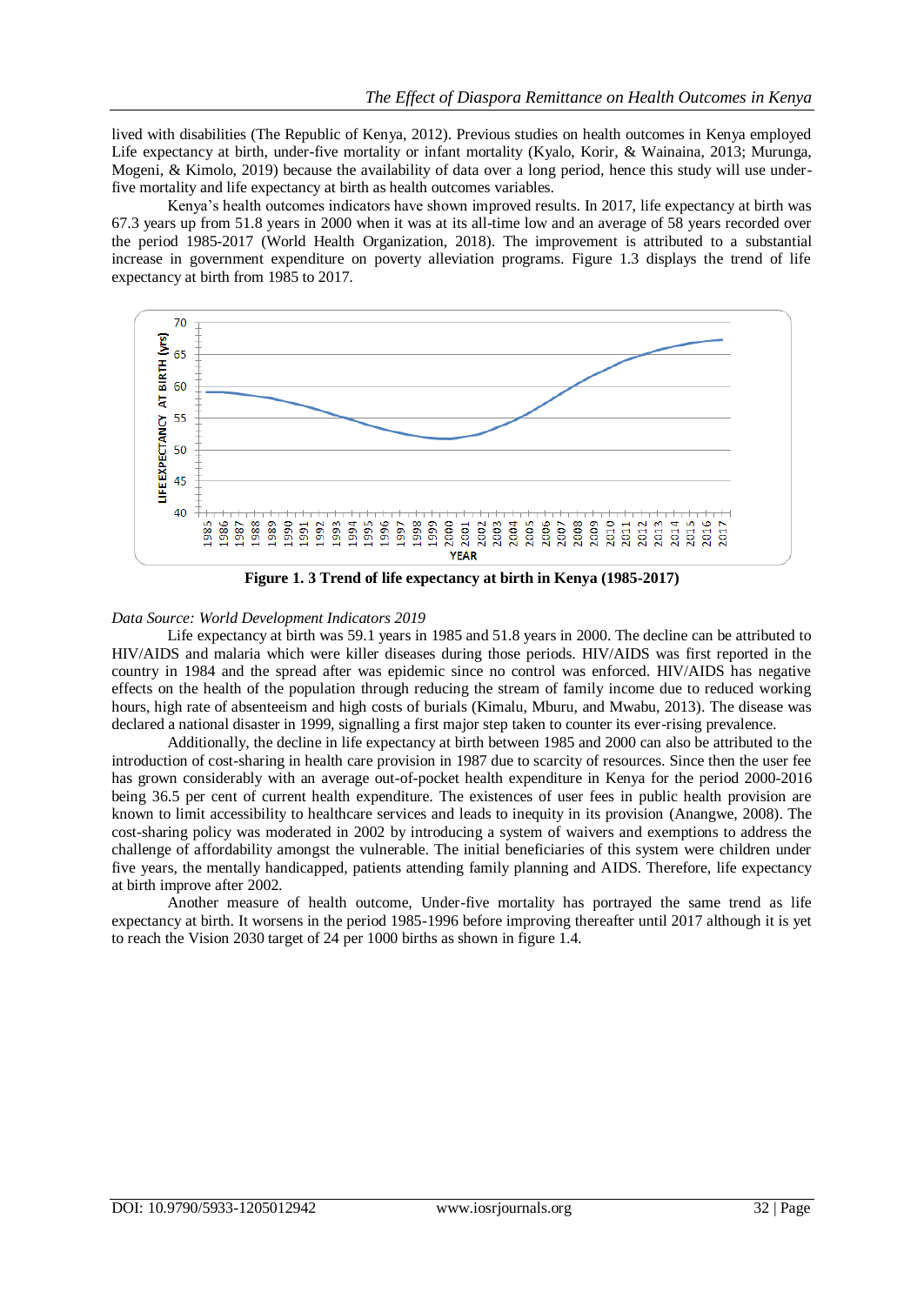lived with disabilities (The Republic of Kenya, 2012). Previous studies on health outcomes in Kenya employed Life expectancy at birth, under-five mortality or infant mortality (Kyalo, Korir, & Wainaina, 2013; Murunga, Mogeni, & Kimolo, 2019) because the availability of data over a long period, hence this study will use under-five mortality and life expectancy at birth as health outcomes variables.

Kenya's health outcomes indicators have shown improved results. In 2017, life expectancy at birth was 67.3 years up from 51.8 years in 2000 when it was at its all-time low and an average of 58 years recorded over the period 1985-2017 (World Health Organization, 2018). The improvement is attributed to a substantial increase in government expenditure on poverty alleviation programs. Figure 1.3 displays the trend of life expectancy at birth from 1985 to 2017.

**Figure 1. 3 Trend of life expectancy at birth in Kenya (1985-2017)**

*Data Source: World Development Indicators 2019*

Life expectancy at birth was 59.1 years in 1985 and 51.8 years in 2000. The decline can be attributed to HIV/AIDS and malaria which were killer diseases during those periods. HIV/AIDS was first reported in the country in 1984 and the spread after was epidemic since no control was enforced. HIV/AIDS has negative effects on the health of the population through reducing the stream of family income due to reduced working hours, high rate of absenteeism and high costs of burials (Kimalu, Mburu, and Mwabu, 2013). The disease was declared a national disaster in 1999, signalling a first major step taken to counter its ever-rising prevalence.

Additionally, the decline in life expectancy at birth between 1985 and 2000 can also be attributed to the introduction of cost-sharing in health care provision in 1987 due to scarcity of resources. Since then the user fee has grown considerably with an average out-of-pocket health expenditure in Kenya for the period 2000-2016 being 36.5 per cent of current health expenditure. The existences of user fees in public health provision are known to limit accessibility to healthcare services and leads to inequity in its provision (Anangwe, 2008). The cost-sharing policy was moderated in 2002 by introducing a system of waivers and exemptions to address the challenge of affordability amongst the vulnerable. The initial beneficiaries of this system were children under five years, the mentally handicapped, patients attending family planning and AIDS. Therefore, life expectancy at birth improve after 2002.

Another measure of health outcome, Under-five mortality has portrayed the same trend as life expectancy at birth. It worsens in the period 1985-1996 before improving thereafter until 2017 although it is yet to reach the Vision 2030 target of 24 per 1000 births as shown in figure 1.4.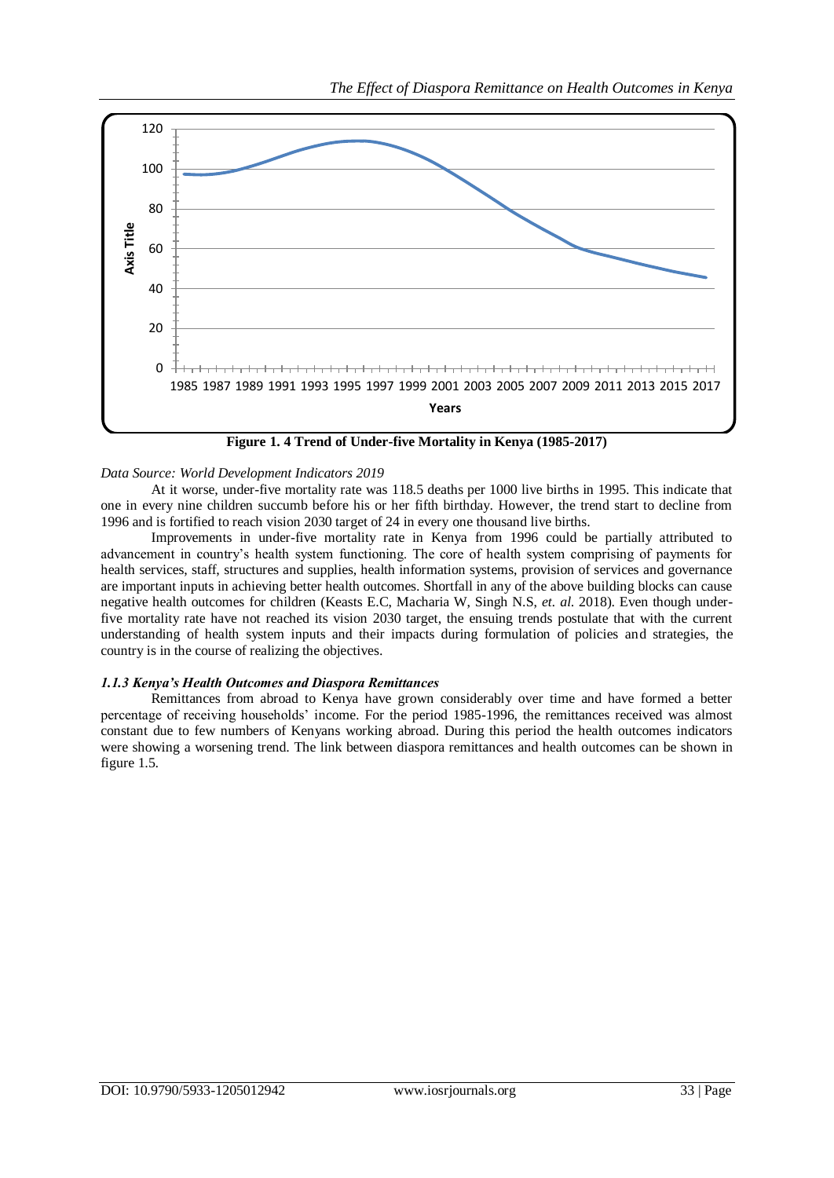**Figure 1. 4 Trend of Under-five Mortality in Kenya (1985-2017)**

*Data Source: World Development Indicators 2019*

At it worse, under-five mortality rate was 118.5 deaths per 1000 live births in 1995. This indicate that one in every nine children succumb before his or her fifth birthday. However, the trend start to decline from 1996 and is fortified to reach vision 2030 target of 24 in every one thousand live births.

Improvements in under-five mortality rate in Kenya from 1996 could be partially attributed to advancement in country's health system functioning. The core of health system comprising of payments for health services, staff, structures and supplies, health information systems, provision of services and governance are important inputs in achieving better health outcomes. Shortfall in any of the above building blocks can cause negative health outcomes for children (Keasts E.C, Macharia W, Singh N.S, *et. al.* 2018). Even though under-five mortality rate have not reached its vision 2030 target, the ensuing trends postulate that with the current understanding of health system inputs and their impacts during formulation of policies and strategies, the country is in the course of realizing the objectives.

#### *1.1.3 Kenya's Health Outcomes and Diaspora Remittances*

Remittances from abroad to Kenya have grown considerably over time and have formed a better percentage of receiving households' income. For the period 1985-1996, the remittances received was almost constant due to few numbers of Kenyans working abroad. During this period the health outcomes indicators were showing a worsening trend. The link between diaspora remittances and health outcomes can be shown in figure 1.5.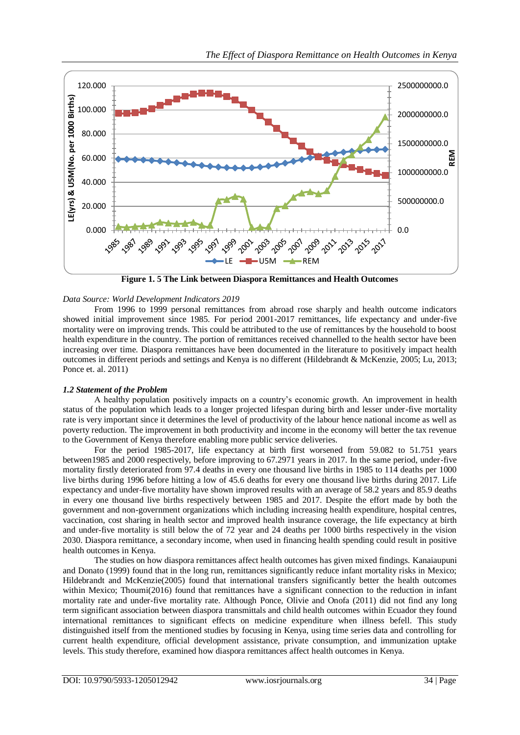**Figure 1. 5 The Link between Diaspora Remittances and Health Outcomes**

*Data Source: World Development Indicators 2019*

From 1996 to 1999 personal remittances from abroad rose sharply and health outcome indicators showed initial improvement since 1985. For period 2001-2017 remittances, life expectancy and under-five mortality were on improving trends. This could be attributed to the use of remittances by the household to boost health expenditure in the country. The portion of remittances received channelled to the health sector have been increasing over time. Diaspora remittances have been documented in the literature to positively impact health outcomes in different periods and settings and Kenya is no different (Hildebrandt & McKenzie, 2005; Lu, 2013; Ponce et. al. 2011)

### *1.2 Statement of the Problem*

A healthy population positively impacts on a country's economic growth. An improvement in health status of the population which leads to a longer projected lifespan during birth and lesser under-five mortality rate is very important since it determines the level of productivity of the labour hence national income as well as poverty reduction. The improvement in both productivity and income in the economy will better the tax revenue to the Government of Kenya therefore enabling more public service deliveries.

For the period 1985-2017, life expectancy at birth first worsened from 59.082 to 51.751 years between1985 and 2000 respectively, before improving to 67.2971 years in 2017. In the same period, under-five mortality firstly deteriorated from 97.4 deaths in every one thousand live births in 1985 to 114 deaths per 1000 live births during 1996 before hitting a low of 45.6 deaths for every one thousand live births during 2017. Life expectancy and under-five mortality have shown improved results with an average of 58.2 years and 85.9 deaths in every one thousand live births respectively between 1985 and 2017. Despite the effort made by both the government and non-government organizations which including increasing health expenditure, hospital centres, vaccination, cost sharing in health sector and improved health insurance coverage, the life expectancy at birth and under-five mortality is still below the of 72 year and 24 deaths per 1000 births respectively in the vision 2030. Diaspora remittance, a secondary income, when used in financing health spending could result in positive health outcomes in Kenya.

The studies on how diaspora remittances affect health outcomes has given mixed findings. Kanaiaupuni and Donato (1999) found that in the long run, remittances significantly reduce infant mortality risks in Mexico; Hildebrandt and McKenzie(2005) found that international transfers significantly better the health outcomes within Mexico; Thoumi(2016) found that remittances have a significant connection to the reduction in infant mortality rate and under-five mortality rate. Although Ponce, Olivie and Onofa (2011) did not find any long term significant association between diaspora transmittals and child health outcomes within Ecuador they found international remittances to significant effects on medicine expenditure when illness befell. This study distinguished itself from the mentioned studies by focusing in Kenya, using time series data and controlling for current health expenditure, official development assistance, private consumption, and immunization uptake levels. This study therefore, examined how diaspora remittances affect health outcomes in Kenya.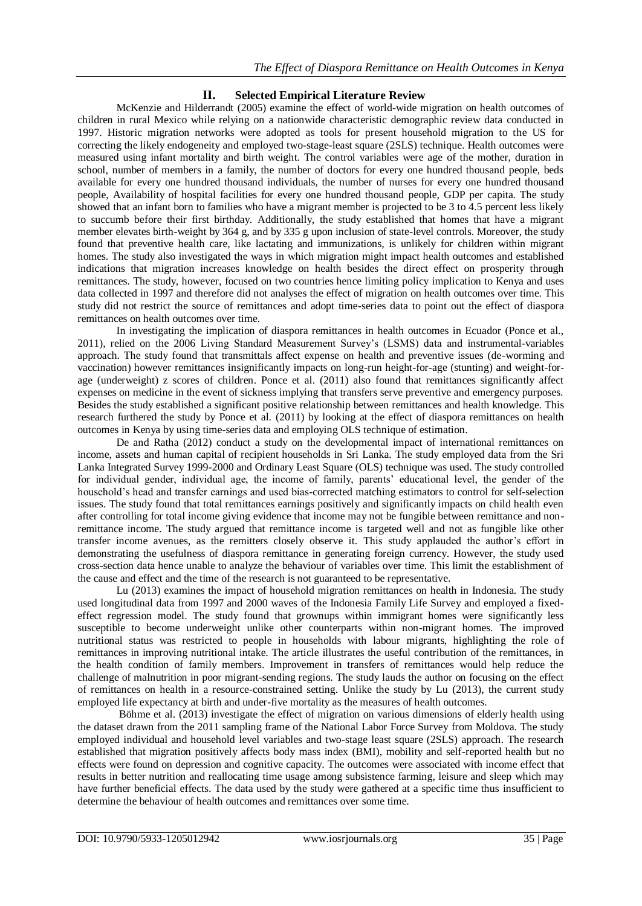## II. Selected Empirical Literature Review

McKenzie and Hilderrandt (2005) examine the effect of world-wide migration on health outcomes of children in rural Mexico while relying on a nationwide characteristic demographic review data conducted in 1997. Historic migration networks were adopted as tools for present household migration to the US for correcting the likely endogeneity and employed two-stage-least square (2SLS) technique. Health outcomes were measured using infant mortality and birth weight. The control variables were age of the mother, duration in school, number of members in a family, the number of doctors for every one hundred thousand people, beds available for every one hundred thousand individuals, the number of nurses for every one hundred thousand people, Availability of hospital facilities for every one hundred thousand people, GDP per capita. The study showed that an infant born to families who have a migrant member is projected to be 3 to 4.5 percent less likely to succumb before their first birthday. Additionally, the study established that homes that have a migrant member elevates birth-weight by 364 g, and by 335 g upon inclusion of state-level controls. Moreover, the study found that preventive health care, like lactating and immunizations, is unlikely for children within migrant homes. The study also investigated the ways in which migration might impact health outcomes and established indications that migration increases knowledge on health besides the direct effect on prosperity through remittances. The study, however, focused on two countries hence limiting policy implication to Kenya and uses data collected in 1997 and therefore did not analyses the effect of migration on health outcomes over time. This study did not restrict the source of remittances and adopt time-series data to point out the effect of diaspora remittances on health outcomes over time.

In investigating the implication of diaspora remittances in health outcomes in Ecuador (Ponce et al., 2011), relied on the 2006 Living Standard Measurement Survey's (LSMS) data and instrumental-variables approach. The study found that transmittals affect expense on health and preventive issues (de-worming and vaccination) however remittances insignificantly impacts on long-run height-for-age (stunting) and weight-for-age (underweight) z scores of children. Ponce et al. (2011) also found that remittances significantly affect expenses on medicine in the event of sickness implying that transfers serve preventive and emergency purposes. Besides the study established a significant positive relationship between remittances and health knowledge. This research furthered the study by Ponce et al. (2011) by looking at the effect of diaspora remittances on health outcomes in Kenya by using time-series data and employing OLS technique of estimation.

De and Ratha (2012) conduct a study on the developmental impact of international remittances on income, assets and human capital of recipient households in Sri Lanka. The study employed data from the Sri Lanka Integrated Survey 1999-2000 and Ordinary Least Square (OLS) technique was used. The study controlled for individual gender, individual age, the income of family, parents' educational level, the gender of the household's head and transfer earnings and used bias-corrected matching estimators to control for self-selection issues. The study found that total remittances earnings positively and significantly impacts on child health even after controlling for total income giving evidence that income may not be fungible between remittance and non-remittance income. The study argued that remittance income is targeted well and not as fungible like other transfer income avenues, as the remitters closely observe it. This study applauded the author's effort in demonstrating the usefulness of diaspora remittance in generating foreign currency. However, the study used cross-section data hence unable to analyze the behaviour of variables over time. This limit the establishment of the cause and effect and the time of the research is not guaranteed to be representative.

Lu (2013) examines the impact of household migration remittances on health in Indonesia. The study used longitudinal data from 1997 and 2000 waves of the Indonesia Family Life Survey and employed a fixed-effect regression model. The study found that grownups within immigrant homes were significantly less susceptible to become underweight unlike other counterparts within non-migrant homes. The improved nutritional status was restricted to people in households with labour migrants, highlighting the role of remittances in improving nutritional intake. The article illustrates the useful contribution of the remittances, in the health condition of family members. Improvement in transfers of remittances would help reduce the challenge of malnutrition in poor migrant-sending regions. The study lauds the author on focusing on the effect of remittances on health in a resource-constrained setting. Unlike the study by Lu (2013), the current study employed life expectancy at birth and under-five mortality as the measures of health outcomes.

Böhme et al. (2013) investigate the effect of migration on various dimensions of elderly health using the dataset drawn from the 2011 sampling frame of the National Labor Force Survey from Moldova. The study employed individual and household level variables and two-stage least square (2SLS) approach. The research established that migration positively affects body mass index (BMI), mobility and self-reported health but no effects were found on depression and cognitive capacity. The outcomes were associated with income effect that results in better nutrition and reallocating time usage among subsistence farming, leisure and sleep which may have further beneficial effects. The data used by the study were gathered at a specific time thus insufficient to determine the behaviour of health outcomes and remittances over some time.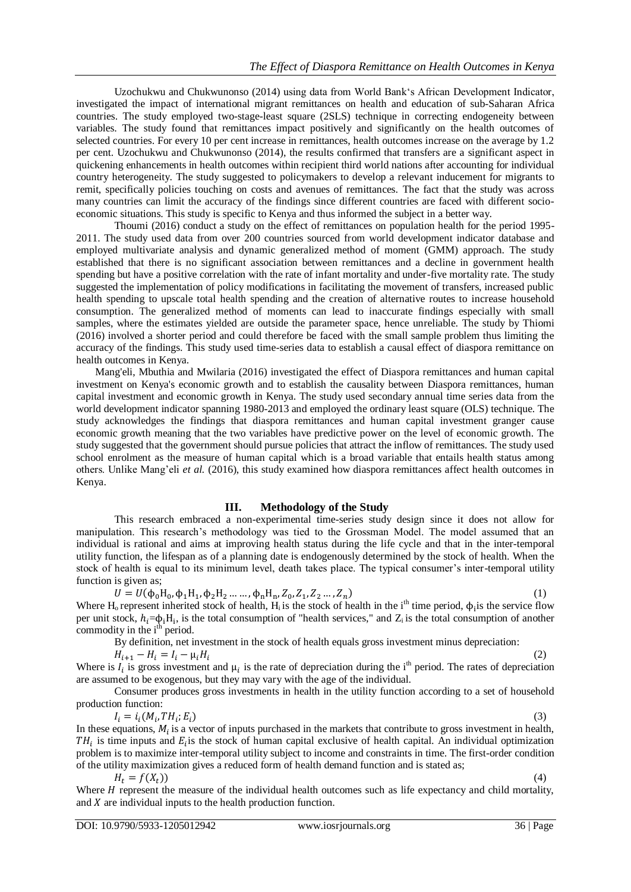Uzochukwu and Chukwunonso (2014) using data from World Bank's African Development Indicator, investigated the impact of international migrant remittances on health and education of sub-Saharan Africa countries. The study employed two-stage-least square (2SLS) technique in correcting endogeneity between variables. The study found that remittances impact positively and significantly on the health outcomes of selected countries. For every 10 per cent increase in remittances, health outcomes increase on the average by 1.2 per cent. Uzochukwu and Chukwunonso (2014), the results confirmed that transfers are a significant aspect in quickening enhancements in health outcomes within recipient third world nations after accounting for individual country heterogeneity. The study suggested to policymakers to develop a relevant inducement for migrants to remit, specifically policies touching on costs and avenues of remittances. The fact that the study was across many countries can limit the accuracy of the findings since different countries are faced with different socio-economic situations. This study is specific to Kenya and thus informed the subject in a better way.

Thoumi (2016) conduct a study on the effect of remittances on population health for the period 1995-2011. The study used data from over 200 countries sourced from world development indicator database and employed multivariate analysis and dynamic generalized method of moment (GMM) approach. The study established that there is no significant association between remittances and a decline in government health spending but have a positive correlation with the rate of infant mortality and under-five mortality rate. The study suggested the implementation of policy modifications in facilitating the movement of transfers, increased public health spending to upscale total health spending and the creation of alternative routes to increase household consumption. The generalized method of moments can lead to inaccurate findings especially with small samples, where the estimates yielded are outside the parameter space, hence unreliable. The study by Thiomi (2016) involved a shorter period and could therefore be faced with the small sample problem thus limiting the accuracy of the findings. This study used time-series data to establish a causal effect of diaspora remittance on health outcomes in Kenya.

Mang'eli, Mbuthia and Mwilaria (2016) investigated the effect of Diaspora remittances and human capital investment on Kenya's economic growth and to establish the causality between Diaspora remittances, human capital investment and economic growth in Kenya. The study used secondary annual time series data from the world development indicator spanning 1980-2013 and employed the ordinary least square (OLS) technique. The study acknowledges the findings that diaspora remittances and human capital investment granger cause economic growth meaning that the two variables have predictive power on the level of economic growth. The study suggested that the government should pursue policies that attract the inflow of remittances. The study used school enrolment as the measure of human capital which is a broad variable that entails health status among others. Unlike Mang'eli *et al.* (2016), this study examined how diaspora remittances affect health outcomes in Kenya.

## III. Methodology of the Study

This research embraced a non-experimental time-series study design since it does not allow for manipulation. This research's methodology was tied to the Grossman Model. The model assumed that an individual is rational and aims at improving health status during the life cycle and that in the inter-temporal utility function, the lifespan as of a planning date is endogenously determined by the stock of health. When the stock of health is equal to its minimum level, death takes place. The typical consumer's inter-temporal utility function is given as;

$$U = U(\phi_0 H_0, \phi_1 H_1, \phi_2 H_2 \dots \dots, \phi_n H_n, Z_0, Z_1, Z_2 \dots, Z_n) \quad (1)$$

Where $H_0$ represent inherited stock of health, $H_i$ is the stock of health in the i[th] time period, $\phi_i$ is the service flow per unit stock, $h_i = \phi_i H_i$, is the total consumption of "health services," and $Z_i$ is the total consumption of another commodity in the i[th] period.

By definition, net investment in the stock of health equals gross investment minus depreciation:

$$H_{i+1} - H_i = I_i - \mu_i H_i \quad (2)$$

Where is $I_i$ is gross investment and $\mu_i$ is the rate of depreciation during the i[th] period. The rates of depreciation are assumed to be exogenous, but they may vary with the age of the individual.

Consumer produces gross investments in health in the utility function according to a set of household production function:

$$I_i = i_i(M_i, TH_i; E_i) \quad (3)$$

In these equations, $M_i$ is a vector of inputs purchased in the markets that contribute to gross investment in health, $TH_i$ is time inputs and $E_i$ is the stock of human capital exclusive of health capital. An individual optimization problem is to maximize inter-temporal utility subject to income and constraints in time. The first-order condition of the utility maximization gives a reduced form of health demand function and is stated as;

$$H_t = f(X_t)) \quad (4)$$

Where $H$ represent the measure of the individual health outcomes such as life expectancy and child mortality, and $X$ are individual inputs to the health production function.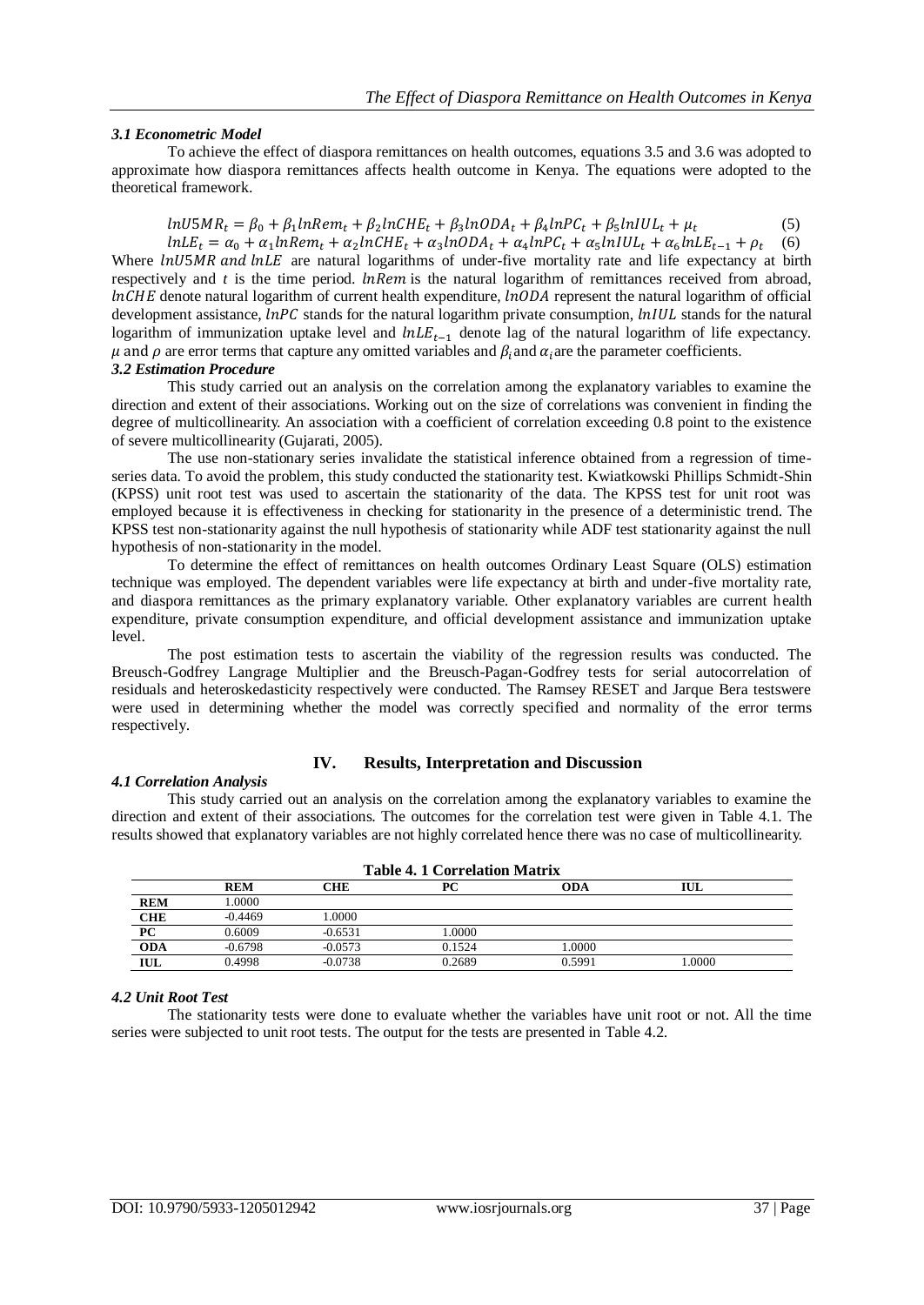### *3.1 Econometric Model*

To achieve the effect of diaspora remittances on health outcomes, equations 3.5 and 3.6 was adopted to approximate how diaspora remittances affects health outcome in Kenya. The equations were adopted to the theoretical framework.

$$lnU5MR_t = \beta_0 + \beta_1 lnRem_t + \beta_2 lnCHE_t + \beta_3 lnODA_t + \beta_4 lnPC_t + \beta_5 lnIUL_t + \mu_t \quad (5)$$

$$lnLE_t = \alpha_0 + \alpha_1 lnRem_t + \alpha_2 lnCHE_t + \alpha_3 lnODA_t + \alpha_4 lnPC_t + \alpha_5 lnIUL_t + \alpha_6 lnLE_{t-1} + \rho_t \quad (6)$$

Where $lnU5MR$ and $lnLE$ are natural logarithms of under-five mortality rate and life expectancy at birth respectively and $t$ is the time period. $lnRem$ is the natural logarithm of remittances received from abroad, $lnCHE$ denote natural logarithm of current health expenditure, $lnODA$ represent the natural logarithm of official development assistance, $lnPC$ stands for the natural logarithm private consumption, $lnIUL$ stands for the natural logarithm of immunization uptake level and $lnLE_{t-1}$ denote lag of the natural logarithm of life expectancy. $\mu$ and $\rho$ are error terms that capture any omitted variables and $\beta_i$ and $\alpha_i$ are the parameter coefficients.

### *3.2 Estimation Procedure*

This study carried out an analysis on the correlation among the explanatory variables to examine the direction and extent of their associations. Working out on the size of correlations was convenient in finding the degree of multicollinearity. An association with a coefficient of correlation exceeding 0.8 point to the existence of severe multicollinearity (Gujarati, 2005).

The use non-stationary series invalidate the statistical inference obtained from a regression of time-series data. To avoid the problem, this study conducted the stationarity test. Kwiatkowski Phillips Schmidt-Shin (KPSS) unit root test was used to ascertain the stationarity of the data. The KPSS test for unit root was employed because it is effectiveness in checking for stationarity in the presence of a deterministic trend. The KPSS test non-stationarity against the null hypothesis of stationarity while ADF test stationarity against the null hypothesis of non-stationarity in the model.

To determine the effect of remittances on health outcomes Ordinary Least Square (OLS) estimation technique was employed. The dependent variables were life expectancy at birth and under-five mortality rate, and diaspora remittances as the primary explanatory variable. Other explanatory variables are current health expenditure, private consumption expenditure, and official development assistance and immunization uptake level.

The post estimation tests to ascertain the viability of the regression results was conducted. The Breusch-Godfrey Langrage Multiplier and the Breusch-Pagan-Godfrey tests for serial autocorrelation of residuals and heteroskedasticity respectively were conducted. The Ramsey RESET and Jarque Bera testswere were used in determining whether the model was correctly specified and normality of the error terms respectively.

## IV. Results, Interpretation and Discussion

### *4.1 Correlation Analysis*

This study carried out an analysis on the correlation among the explanatory variables to examine the direction and extent of their associations. The outcomes for the correlation test were given in Table 4.1. The results showed that explanatory variables are not highly correlated hence there was no case of multicollinearity.

**Table 4. 1 Correlation Matrix**

| | REM | CHE | PC | ODA | IUL |
|---|---|---|---|---|---|
| **REM** | 1.0000 | | | | |
| **CHE** | -0.4469 | 1.0000 | | | |
| **PC** | 0.6009 | -0.6531 | 1.0000 | | |
| **ODA** | -0.6798 | -0.0573 | 0.1524 | 1.0000 | |
| **IUL** | 0.4998 | -0.0738 | 0.2689 | 0.5991 | 1.0000 |

### *4.2 Unit Root Test*

The stationarity tests were done to evaluate whether the variables have unit root or not. All the time series were subjected to unit root tests. The output for the tests are presented in Table 4.2.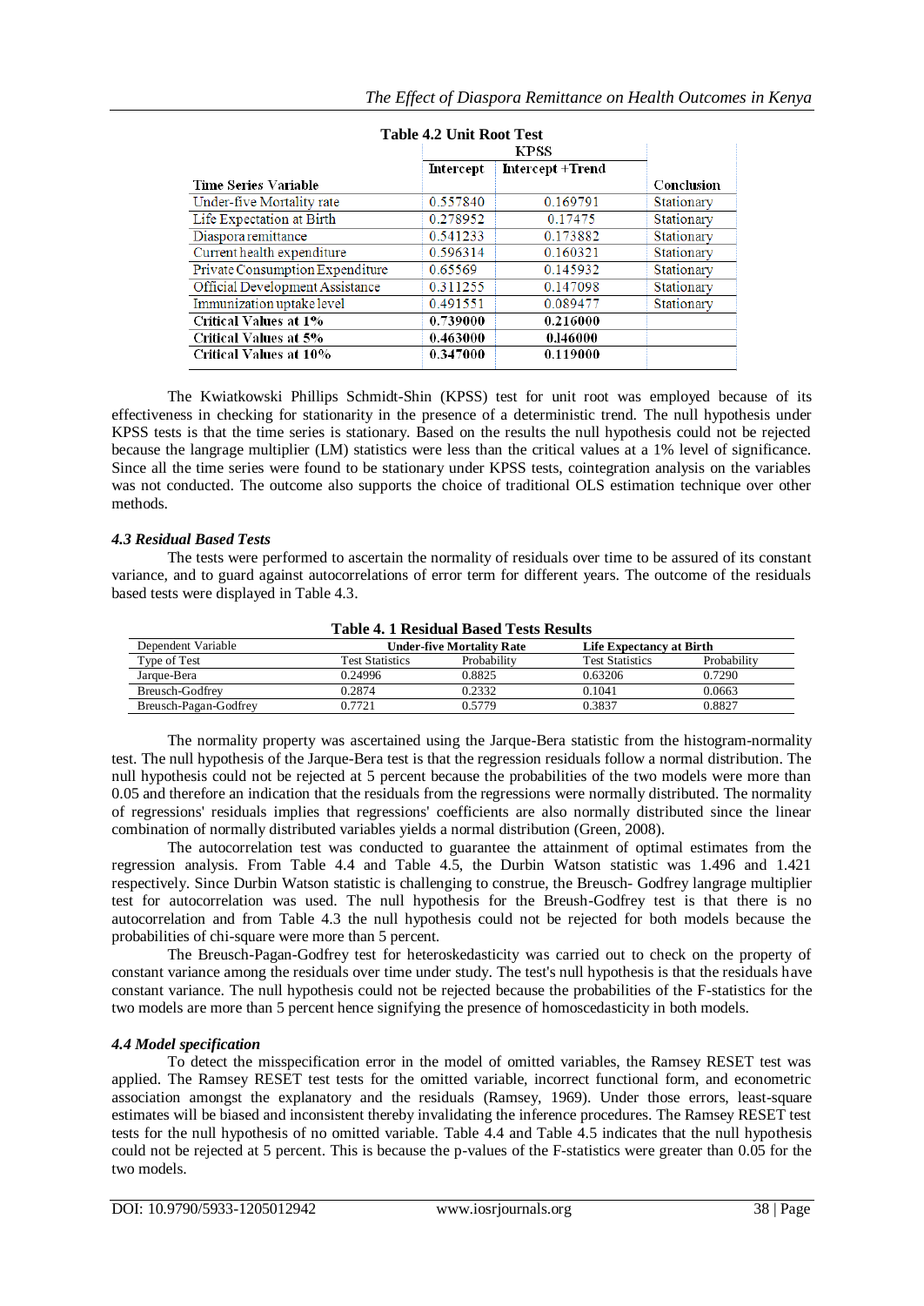**Table 4.2 Unit Root Test**

| Time Series Variable | KPSS | | Conclusion |
|---|---|---|---|
| | Intercept | Intercept +Trend | |
| Under-five Mortality rate | 0.557840 | 0.169791 | Stationary |
| Life Expectation at Birth | 0.278952 | 0.17475 | Stationary |
| Diaspora remittance | 0.541233 | 0.173882 | Stationary |
| Current health expenditure | 0.596314 | 0.160321 | Stationary |
| Private Consumption Expenditure | 0.65569 | 0.145932 | Stationary |
| Official Development Assistance | 0.311255 | 0.147098 | Stationary |
| Immunization uptake level | 0.491551 | 0.089477 | Stationary |
| **Critical Values at 1%** | **0.739000** | **0.216000** | |
| **Critical Values at 5%** | **0.463000** | **0.146000** | |
| **Critical Values at 10%** | **0.347000** | **0.119000** | |

The Kwiatkowski Phillips Schmidt-Shin (KPSS) test for unit root was employed because of its effectiveness in checking for stationarity in the presence of a deterministic trend. The null hypothesis under KPSS tests is that the time series is stationary. Based on the results the null hypothesis could not be rejected because the langrage multiplier (LM) statistics were less than the critical values at a 1% level of significance. Since all the time series were found to be stationary under KPSS tests, cointegration analysis on the variables was not conducted. The outcome also supports the choice of traditional OLS estimation technique over other methods.

### *4.3 Residual Based Tests*

The tests were performed to ascertain the normality of residuals over time to be assured of its constant variance, and to guard against autocorrelations of error term for different years. The outcome of the residuals based tests were displayed in Table 4.3.

**Table 4. 1 Residual Based Tests Results**

| Dependent Variable | Under-five Mortality Rate | | Life Expectancy at Birth | |
|---|---|---|---|---|
| Type of Test | Test Statistics | Probability | Test Statistics | Probability |
| Jarque-Bera | 0.24996 | 0.8825 | 0.63206 | 0.7290 |
| Breusch-Godfrey | 0.2874 | 0.2332 | 0.1041 | 0.0663 |
| Breusch-Pagan-Godfrey | 0.7721 | 0.5779 | 0.3837 | 0.8827 |

The normality property was ascertained using the Jarque-Bera statistic from the histogram-normality test. The null hypothesis of the Jarque-Bera test is that the regression residuals follow a normal distribution. The null hypothesis could not be rejected at 5 percent because the probabilities of the two models were more than 0.05 and therefore an indication that the residuals from the regressions were normally distributed. The normality of regressions' residuals implies that regressions' coefficients are also normally distributed since the linear combination of normally distributed variables yields a normal distribution (Green, 2008).

The autocorrelation test was conducted to guarantee the attainment of optimal estimates from the regression analysis. From Table 4.4 and Table 4.5, the Durbin Watson statistic was 1.496 and 1.421 respectively. Since Durbin Watson statistic is challenging to construe, the Breusch- Godfrey langrage multiplier test for autocorrelation was used. The null hypothesis for the Breush-Godfrey test is that there is no autocorrelation and from Table 4.3 the null hypothesis could not be rejected for both models because the probabilities of chi-square were more than 5 percent.

The Breusch-Pagan-Godfrey test for heteroskedasticity was carried out to check on the property of constant variance among the residuals over time under study. The test's null hypothesis is that the residuals have constant variance. The null hypothesis could not be rejected because the probabilities of the F-statistics for the two models are more than 5 percent hence signifying the presence of homoscedasticity in both models.

### *4.4 Model specification*

To detect the misspecification error in the model of omitted variables, the Ramsey RESET test was applied. The Ramsey RESET test tests for the omitted variable, incorrect functional form, and econometric association amongst the explanatory and the residuals (Ramsey, 1969). Under those errors, least-square estimates will be biased and inconsistent thereby invalidating the inference procedures. The Ramsey RESET test tests for the null hypothesis of no omitted variable. Table 4.4 and Table 4.5 indicates that the null hypothesis could not be rejected at 5 percent. This is because the p-values of the F-statistics were greater than 0.05 for the two models.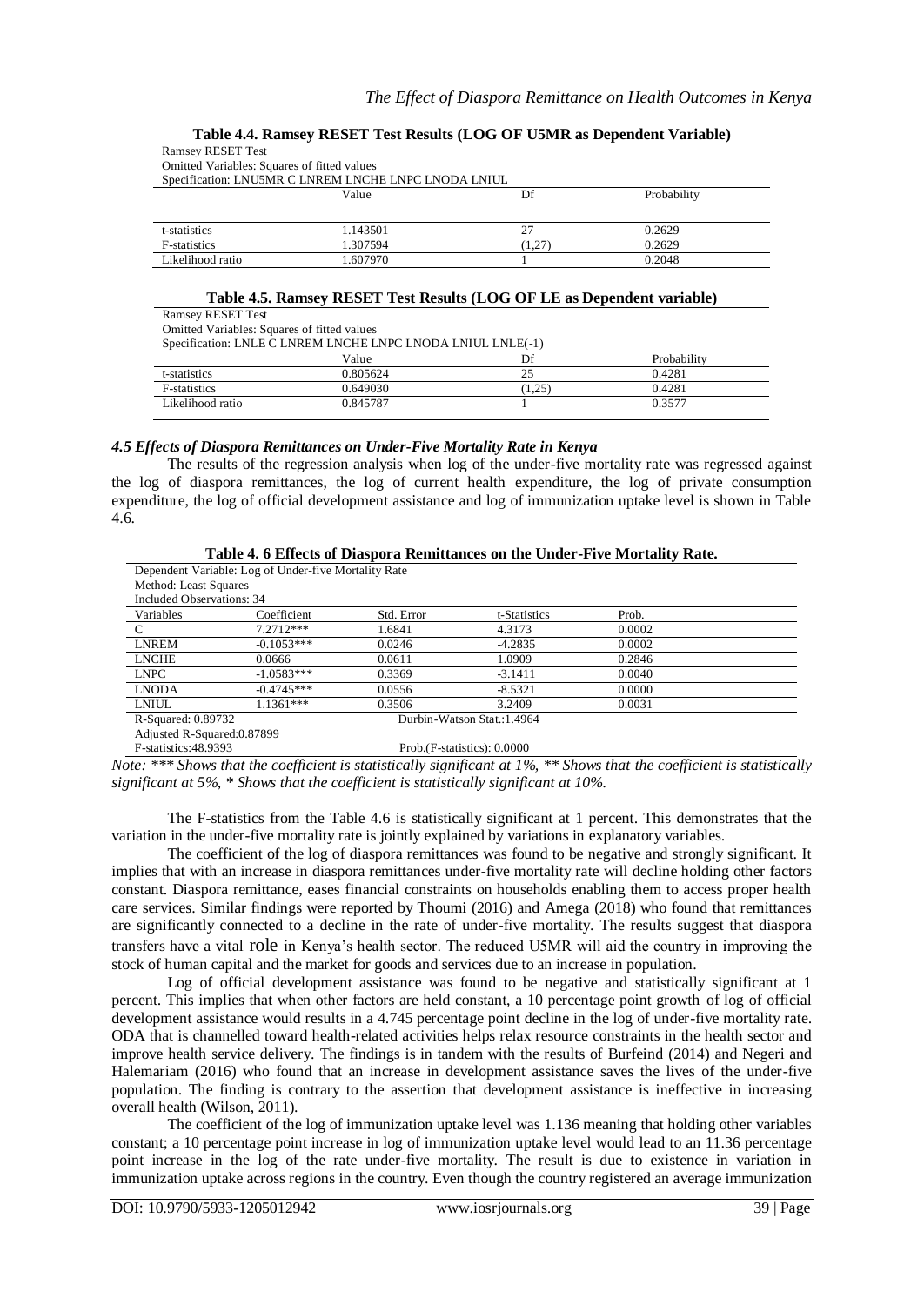**Table 4.4. Ramsey RESET Test Results (LOG OF U5MR as Dependent Variable)**

Ramsey RESET Test
Omitted Variables: Squares of fitted values
Specification: LNU5MR C LNREM LNCHE LNPC LNODA LNIUL

| | Value | Df | Probability |
|---|---|---|---|
| t-statistics | 1.143501 | 27 | 0.2629 |
| F-statistics | 1.307594 | (1,27) | 0.2629 |
| Likelihood ratio | 1.607970 | 1 | 0.2048 |

**Table 4.5. Ramsey RESET Test Results (LOG OF LE as Dependent variable)**

Ramsey RESET Test
Omitted Variables: Squares of fitted values
Specification: LNLE C LNREM LNCHE LNPC LNODA LNIUL LNLE(-1)

| | Value | Df | Probability |
|---|---|---|---|
| t-statistics | 0.805624 | 25 | 0.4281 |
| F-statistics | 0.649030 | (1,25) | 0.4281 |
| Likelihood ratio | 0.845787 | 1 | 0.3577 |

### *4.5 Effects of Diaspora Remittances on Under-Five Mortality Rate in Kenya*

The results of the regression analysis when log of the under-five mortality rate was regressed against the log of diaspora remittances, the log of current health expenditure, the log of private consumption expenditure, the log of official development assistance and log of immunization uptake level is shown in Table 4.6.

**Table 4. 6 Effects of Diaspora Remittances on the Under-Five Mortality Rate.**

Dependent Variable: Log of Under-five Mortality Rate
Method: Least Squares
Included Observations: 34

| Variables | Coefficient | Std. Error | t-Statistics | Prob. |
|---|---|---|---|---|
| C | 7.2712*** | 1.6841 | 4.3173 | 0.0002 |
| LNREM | -0.1053*** | 0.0246 | -4.2835 | 0.0002 |
| LNCHE | 0.0666 | 0.0611 | 1.0909 | 0.2846 |
| LNPC | -1.0583*** | 0.3369 | -3.1411 | 0.0040 |
| LNODA | -0.4745*** | 0.0556 | -8.5321 | 0.0000 |
| LNIUL | 1.1361*** | 0.3506 | 3.2409 | 0.0031 |

R-Squared: 0.89732 Durbin-Watson Stat.:1.4964
Adjusted R-Squared:0.87899
F-statistics:48.9393 Prob.(F-statistics): 0.0000

*Note: \*\*\* Shows that the coefficient is statistically significant at 1%, \*\* Shows that the coefficient is statistically significant at 5%, \* Shows that the coefficient is statistically significant at 10%.*

The F-statistics from the Table 4.6 is statistically significant at 1 percent. This demonstrates that the variation in the under-five mortality rate is jointly explained by variations in explanatory variables.

The coefficient of the log of diaspora remittances was found to be negative and strongly significant. It implies that with an increase in diaspora remittances under-five mortality rate will decline holding other factors constant. Diaspora remittance, eases financial constraints on households enabling them to access proper health care services. Similar findings were reported by Thoumi (2016) and Amega (2018) who found that remittances are significantly connected to a decline in the rate of under-five mortality. The results suggest that diaspora transfers have a vital role in Kenya's health sector. The reduced U5MR will aid the country in improving the stock of human capital and the market for goods and services due to an increase in population.

Log of official development assistance was found to be negative and statistically significant at 1 percent. This implies that when other factors are held constant, a 10 percentage point growth of log of official development assistance would results in a 4.745 percentage point decline in the log of under-five mortality rate. ODA that is channelled toward health-related activities helps relax resource constraints in the health sector and improve health service delivery. The findings is in tandem with the results of Burfeind (2014) and Negeri and Halemariam (2016) who found that an increase in development assistance saves the lives of the under-five population. The finding is contrary to the assertion that development assistance is ineffective in increasing overall health (Wilson, 2011).

The coefficient of the log of immunization uptake level was 1.136 meaning that holding other variables constant; a 10 percentage point increase in log of immunization uptake level would lead to an 11.36 percentage point increase in the log of the rate under-five mortality. The result is due to existence in variation in immunization uptake across regions in the country. Even though the country registered an average immunization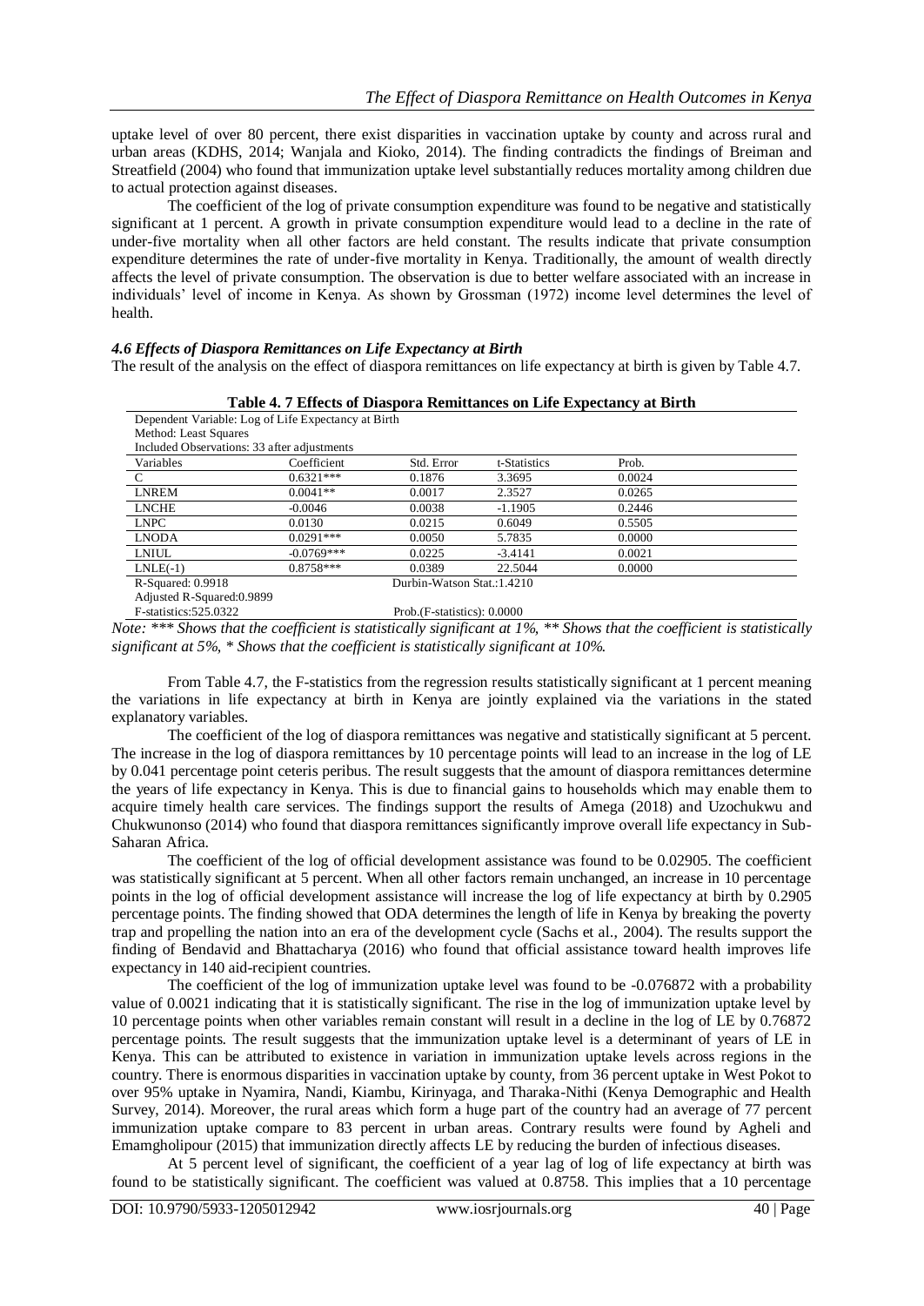uptake level of over 80 percent, there exist disparities in vaccination uptake by county and across rural and urban areas (KDHS, 2014; Wanjala and Kioko, 2014). The finding contradicts the findings of Breiman and Streatfield (2004) who found that immunization uptake level substantially reduces mortality among children due to actual protection against diseases.

The coefficient of the log of private consumption expenditure was found to be negative and statistically significant at 1 percent. A growth in private consumption expenditure would lead to a decline in the rate of under-five mortality when all other factors are held constant. The results indicate that private consumption expenditure determines the rate of under-five mortality in Kenya. Traditionally, the amount of wealth directly affects the level of private consumption. The observation is due to better welfare associated with an increase in individuals' level of income in Kenya. As shown by Grossman (1972) income level determines the level of health.

### *4.6 Effects of Diaspora Remittances on Life Expectancy at Birth*

The result of the analysis on the effect of diaspora remittances on life expectancy at birth is given by Table 4.7.

**Table 4. 7 Effects of Diaspora Remittances on Life Expectancy at Birth**

Dependent Variable: Log of Life Expectancy at Birth
Method: Least Squares
Included Observations: 33 after adjustments

| Variables | Coefficient | Std. Error | t-Statistics | Prob. |
|---|---|---|---|---|
| C | 0.6321*** | 0.1876 | 3.3695 | 0.0024 |
| LNREM | 0.0041** | 0.0017 | 2.3527 | 0.0265 |
| LNCHE | -0.0046 | 0.0038 | -1.1905 | 0.2446 |
| LNPC | 0.0130 | 0.0215 | 0.6049 | 0.5505 |
| LNODA | 0.0291*** | 0.0050 | 5.7835 | 0.0000 |
| LNIUL | -0.0769*** | 0.0225 | -3.4141 | 0.0021 |
| LNLE(-1) | 0.8758*** | 0.0389 | 22.5044 | 0.0000 |
| R-Squared: 0.9918 | | Durbin-Watson Stat.:1.4210 | | |
| Adjusted R-Squared:0.9899 | | | | |
| F-statistics:525.0322 | | Prob.(F-statistics): 0.0000 | | |

*Note: \*\*\* Shows that the coefficient is statistically significant at 1%, \*\* Shows that the coefficient is statistically significant at 5%, \* Shows that the coefficient is statistically significant at 10%.*

From Table 4.7, the F-statistics from the regression results statistically significant at 1 percent meaning the variations in life expectancy at birth in Kenya are jointly explained via the variations in the stated explanatory variables.

The coefficient of the log of diaspora remittances was negative and statistically significant at 5 percent. The increase in the log of diaspora remittances by 10 percentage points will lead to an increase in the log of LE by 0.041 percentage point ceteris peribus. The result suggests that the amount of diaspora remittances determine the years of life expectancy in Kenya. This is due to financial gains to households which may enable them to acquire timely health care services. The findings support the results of Amega (2018) and Uzochukwu and Chukwunonso (2014) who found that diaspora remittances significantly improve overall life expectancy in Sub-Saharan Africa.

The coefficient of the log of official development assistance was found to be 0.02905. The coefficient was statistically significant at 5 percent. When all other factors remain unchanged, an increase in 10 percentage points in the log of official development assistance will increase the log of life expectancy at birth by 0.2905 percentage points. The finding showed that ODA determines the length of life in Kenya by breaking the poverty trap and propelling the nation into an era of the development cycle (Sachs et al., 2004). The results support the finding of Bendavid and Bhattacharya (2016) who found that official assistance toward health improves life expectancy in 140 aid-recipient countries.

The coefficient of the log of immunization uptake level was found to be -0.076872 with a probability value of 0.0021 indicating that it is statistically significant. The rise in the log of immunization uptake level by 10 percentage points when other variables remain constant will result in a decline in the log of LE by 0.76872 percentage points. The result suggests that the immunization uptake level is a determinant of years of LE in Kenya. This can be attributed to existence in variation in immunization uptake levels across regions in the country. There is enormous disparities in vaccination uptake by county, from 36 percent uptake in West Pokot to over 95% uptake in Nyamira, Nandi, Kiambu, Kirinyaga, and Tharaka-Nithi (Kenya Demographic and Health Survey, 2014). Moreover, the rural areas which form a huge part of the country had an average of 77 percent immunization uptake compare to 83 percent in urban areas. Contrary results were found by Agheli and Emamgholipour (2015) that immunization directly affects LE by reducing the burden of infectious diseases.

At 5 percent level of significant, the coefficient of a year lag of log of life expectancy at birth was found to be statistically significant. The coefficient was valued at 0.8758. This implies that a 10 percentage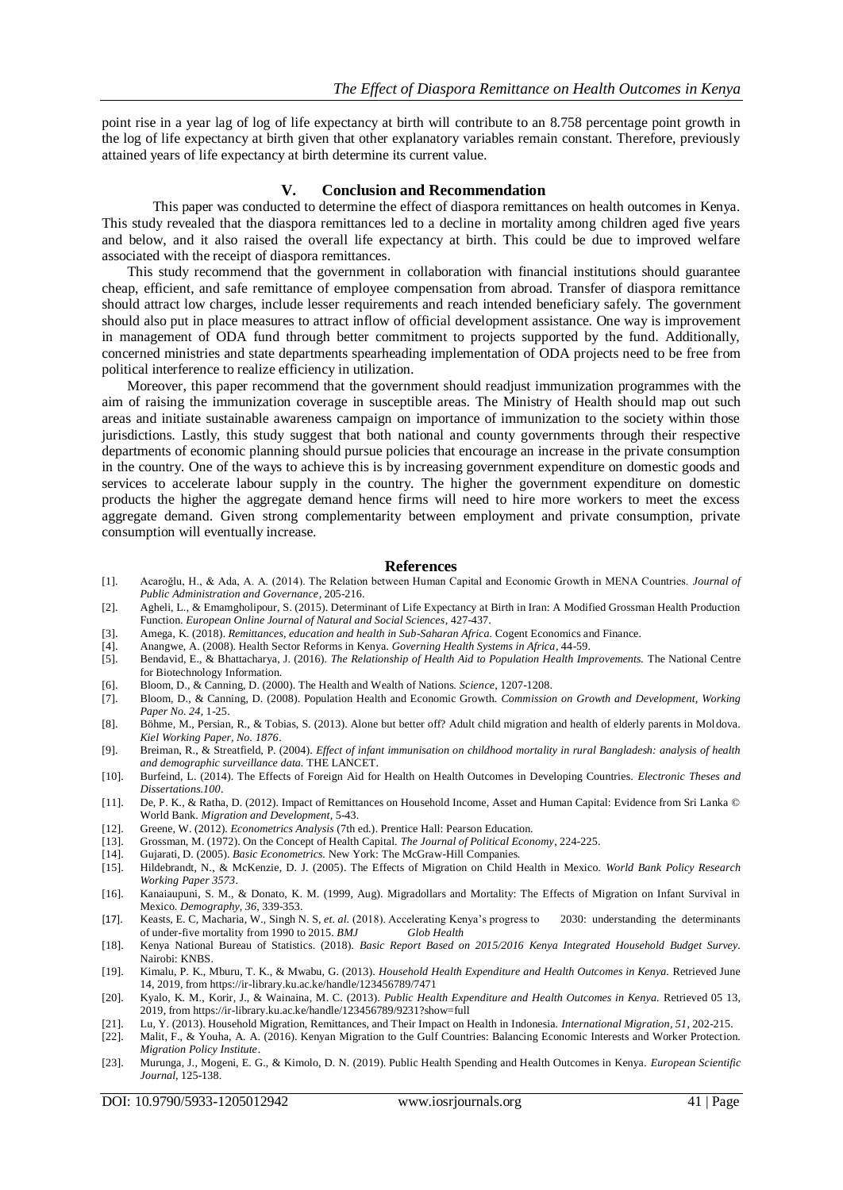point rise in a year lag of log of life expectancy at birth will contribute to an 8.758 percentage point growth in the log of life expectancy at birth given that other explanatory variables remain constant. Therefore, previously attained years of life expectancy at birth determine its current value.

## V. Conclusion and Recommendation

This paper was conducted to determine the effect of diaspora remittances on health outcomes in Kenya. This study revealed that the diaspora remittances led to a decline in mortality among children aged five years and below, and it also raised the overall life expectancy at birth. This could be due to improved welfare associated with the receipt of diaspora remittances.

This study recommend that the government in collaboration with financial institutions should guarantee cheap, efficient, and safe remittance of employee compensation from abroad. Transfer of diaspora remittance should attract low charges, include lesser requirements and reach intended beneficiary safely. The government should also put in place measures to attract inflow of official development assistance. One way is improvement in management of ODA fund through better commitment to projects supported by the fund. Additionally, concerned ministries and state departments spearheading implementation of ODA projects need to be free from political interference to realize efficiency in utilization.

Moreover, this paper recommend that the government should readjust immunization programmes with the aim of raising the immunization coverage in susceptible areas. The Ministry of Health should map out such areas and initiate sustainable awareness campaign on importance of immunization to the society within those jurisdictions. Lastly, this study suggest that both national and county governments through their respective departments of economic planning should pursue policies that encourage an increase in the private consumption in the country. One of the ways to achieve this is by increasing government expenditure on domestic goods and services to accelerate labour supply in the country. The higher the government expenditure on domestic products the higher the aggregate demand hence firms will need to hire more workers to meet the excess aggregate demand. Given strong complementarity between employment and private consumption, private consumption will eventually increase.

## References

[1]. Acaroğlu, H., & Ada, A. A. (2014). The Relation between Human Capital and Economic Growth in MENA Countries. *Journal of Public Administration and Governance*, 205-216.

[2]. Agheli, L., & Emamgholipour, S. (2015). Determinant of Life Expectancy at Birth in Iran: A Modified Grossman Health Production Function. *European Online Journal of Natural and Social Sciences*, 427-437.

[3]. Amega, K. (2018). *Remittances, education and health in Sub-Saharan Africa.* Cogent Economics and Finance.

[4]. Anangwe, A. (2008). Health Sector Reforms in Kenya. *Governing Health Systems in Africa*, 44-59.

[5]. Bendavid, E., & Bhattacharya, J. (2016). *The Relationship of Health Aid to Population Health Improvements.* The National Centre for Biotechnology Information.

[6]. Bloom, D., & Canning, D. (2000). The Health and Wealth of Nations. *Science*, 1207-1208.

[7]. Bloom, D., & Canning, D. (2008). Population Health and Economic Growth. *Commission on Growth and Development, Working Paper No. 24*, 1-25.

[8]. Böhme, M., Persian, R., & Tobias, S. (2013). Alone but better off? Adult child migration and health of elderly parents in Moldova. *Kiel Working Paper, No. 1876*.

[9]. Breiman, R., & Streatfield, P. (2004). *Effect of infant immunisation on childhood mortality in rural Bangladesh: analysis of health and demographic surveillance data.* THE LANCET.

[10]. Burfeind, L. (2014). The Effects of Foreign Aid for Health on Health Outcomes in Developing Countries. *Electronic Theses and Dissertations.100*.

[11]. De, P. K., & Ratha, D. (2012). Impact of Remittances on Household Income, Asset and Human Capital: Evidence from Sri Lanka © World Bank. *Migration and Development*, 5-43.

[12]. Greene, W. (2012). *Econometrics Analysis* (7th ed.). Prentice Hall: Pearson Education.

[13]. Grossman, M. (1972). On the Concept of Health Capital. *The Journal of Political Economy*, 224-225.

[14]. Gujarati, D. (2005). *Basic Econometrics.* New York: The McGraw-Hill Companies.

[15]. Hildebrandt, N., & McKenzie, D. J. (2005). The Effects of Migration on Child Health in Mexico. *World Bank Policy Research Working Paper 3573*.

[16]. Kanaiaupuni, S. M., & Donato, K. M. (1999, Aug). Migradollars and Mortality: The Effects of Migration on Infant Survival in Mexico. *Demography, 36*, 339-353.

[17]. Keasts, E. C, Macharia, W., Singh N. S, *et. al.* (2018). Accelerating Kenya's progress to 2030: understanding the determinants of under-five mortality from 1990 to 2015. *BMJ Glob Health*

[18]. Kenya National Bureau of Statistics. (2018). *Basic Report Based on 2015/2016 Kenya Integrated Household Budget Survey*. Nairobi: KNBS.

[19]. Kimalu, P. K., Mburu, T. K., & Mwabu, G. (2013). *Household Health Expenditure and Health Outcomes in Kenya.* Retrieved June 14, 2019, from https://ir-library.ku.ac.ke/handle/123456789/7471

[20]. Kyalo, K. M., Korir, J., & Wainaina, M. C. (2013). *Public Health Expenditure and Health Outcomes in Kenya.* Retrieved 05 13, 2019, from https://ir-library.ku.ac.ke/handle/123456789/9231?show=full

[21]. Lu, Y. (2013). Household Migration, Remittances, and Their Impact on Health in Indonesia. *International Migration, 51*, 202-215.

[22]. Malit, F., & Youha, A. A. (2016). Kenyan Migration to the Gulf Countries: Balancing Economic Interests and Worker Protection. *Migration Policy Institute*.

[23]. Murunga, J., Mogeni, E. G., & Kimolo, D. N. (2019). Public Health Spending and Health Outcomes in Kenya. *European Scientific Journal*, 125-138.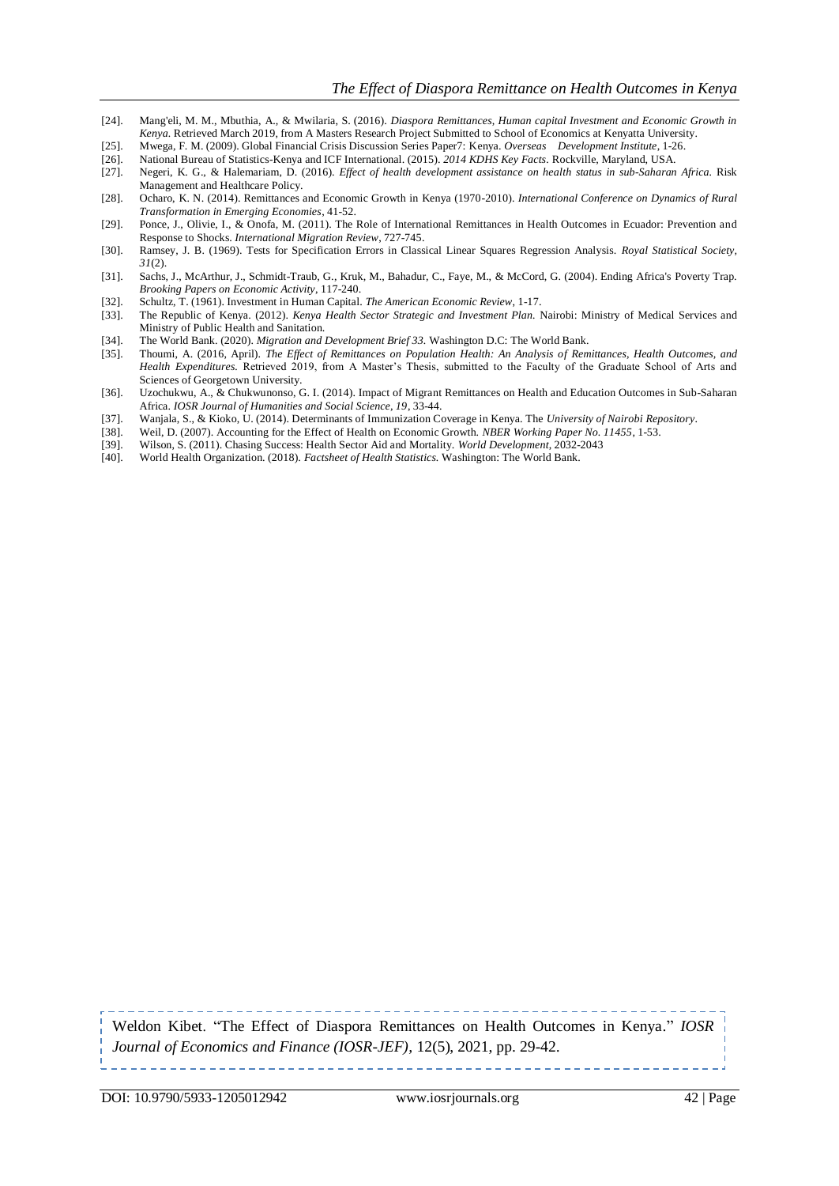[24]. Mang'eli, M. M., Mbuthia, A., & Mwilaria, S. (2016). *Diaspora Remittances, Human capital Investment and Economic Growth in Kenya.* Retrieved March 2019, from A Masters Research Project Submitted to School of Economics at Kenyatta University.

[25]. Mwega, F. M. (2009). Global Financial Crisis Discussion Series Paper7: Kenya. *Overseas Development Institute*, 1-26.

[26]. National Bureau of Statistics-Kenya and ICF International. (2015). *2014 KDHS Key Facts.* Rockville, Maryland, USA.

[27]. Negeri, K. G., & Halemariam, D. (2016). *Effect of health development assistance on health status in sub-Saharan Africa.* Risk Management and Healthcare Policy.

[28]. Ocharo, K. N. (2014). Remittances and Economic Growth in Kenya (1970-2010). *International Conference on Dynamics of Rural Transformation in Emerging Economies*, 41-52.

[29]. Ponce, J., Olivie, I., & Onofa, M. (2011). The Role of International Remittances in Health Outcomes in Ecuador: Prevention and Response to Shocks. *International Migration Review*, 727-745.

[30]. Ramsey, J. B. (1969). Tests for Specification Errors in Classical Linear Squares Regression Analysis. *Royal Statistical Society, 31*(2).

[31]. Sachs, J., McArthur, J., Schmidt-Traub, G., Kruk, M., Bahadur, C., Faye, M., & McCord, G. (2004). Ending Africa's Poverty Trap. *Brooking Papers on Economic Activity*, 117-240.

[32]. Schultz, T. (1961). Investment in Human Capital. *The American Economic Review*, 1-17.

[33]. The Republic of Kenya. (2012). *Kenya Health Sector Strategic and Investment Plan.* Nairobi: Ministry of Medical Services and Ministry of Public Health and Sanitation.

[34]. The World Bank. (2020). *Migration and Development Brief 33.* Washington D.C: The World Bank.

[35]. Thoumi, A. (2016, April). *The Effect of Remittances on Population Health: An Analysis of Remittances, Health Outcomes, and Health Expenditures.* Retrieved 2019, from A Master's Thesis, submitted to the Faculty of the Graduate School of Arts and Sciences of Georgetown University.

[36]. Uzochukwu, A., & Chukwunonso, G. I. (2014). Impact of Migrant Remittances on Health and Education Outcomes in Sub-Saharan Africa. *IOSR Journal of Humanities and Social Science, 19*, 33-44.

[37]. Wanjala, S., & Kioko, U. (2014). Determinants of Immunization Coverage in Kenya. The *University of Nairobi Repository*.

[38]. Weil, D. (2007). Accounting for the Effect of Health on Economic Growth. *NBER Working Paper No. 11455*, 1-53.

[39]. Wilson, S. (2011). Chasing Success: Health Sector Aid and Mortality. *World Development*, 2032-2043

[40]. World Health Organization. (2018). *Factsheet of Health Statistics.* Washington: The World Bank.

Weldon Kibet. "The Effect of Diaspora Remittances on Health Outcomes in Kenya." *IOSR Journal of Economics and Finance (IOSR-JEF)*, 12(5), 2021, pp. 29-42.